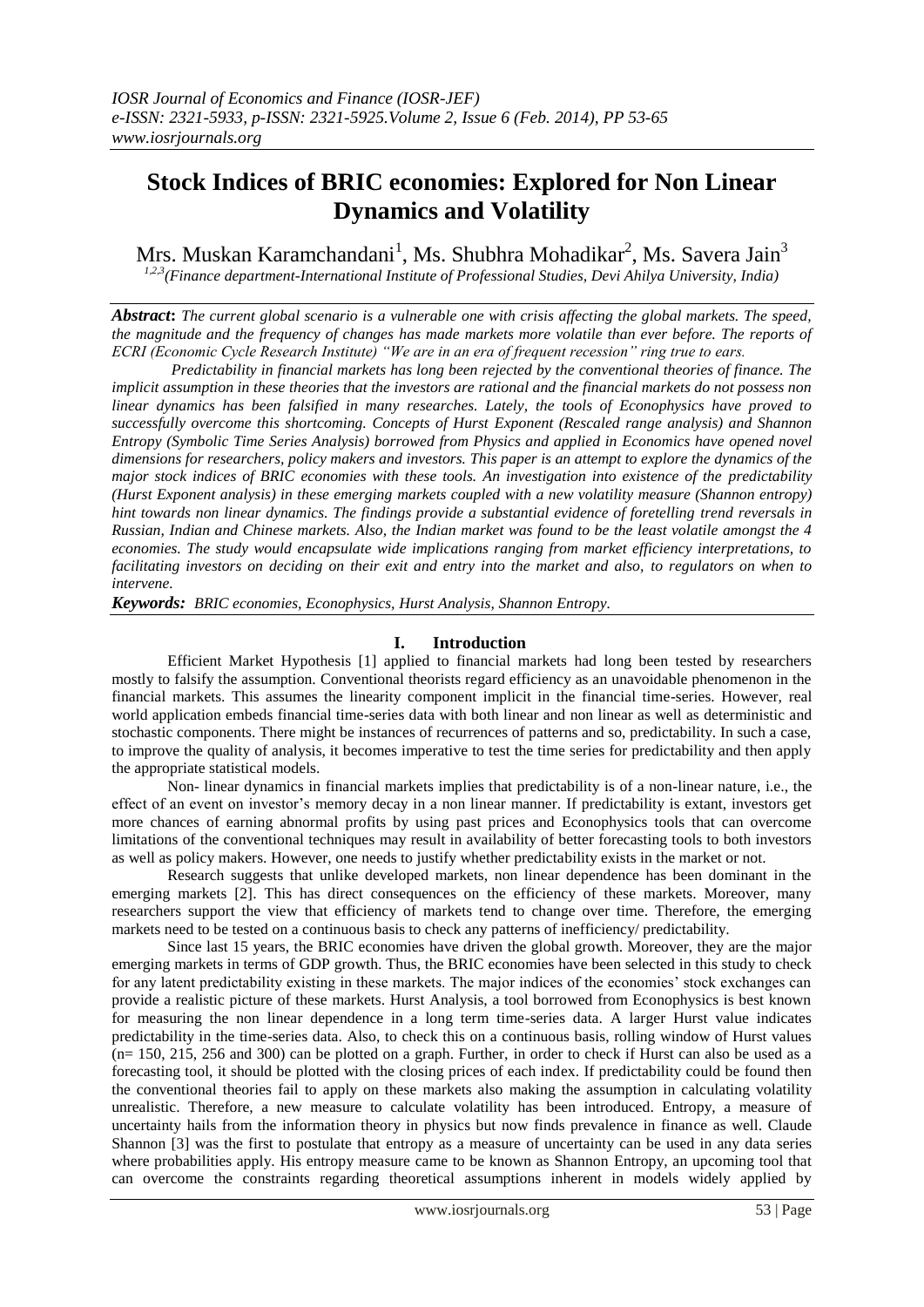# Stock Indices of BRIC economies: Explored for Non Linear Dynamics and Volatility

Mrs. Muskan Karamchandani[1], Ms. Shubhra Mohadikar[2], Ms. Savera Jain[3]

[1,2,3](Finance department-International Institute of Professional Studies, Devi Ahilya University, India)

***Abstract*:** *The current global scenario is a vulnerable one with crisis affecting the global markets. The speed, the magnitude and the frequency of changes has made markets more volatile than ever before. The reports of ECRI (Economic Cycle Research Institute) "We are in an era of frequent recession" ring true to ears.*

*Predictability in financial markets has long been rejected by the conventional theories of finance. The implicit assumption in these theories that the investors are rational and the financial markets do not possess non linear dynamics has been falsified in many researches. Lately, the tools of Econophysics have proved to successfully overcome this shortcoming. Concepts of Hurst Exponent (Rescaled range analysis) and Shannon Entropy (Symbolic Time Series Analysis) borrowed from Physics and applied in Economics have opened novel dimensions for researchers, policy makers and investors. This paper is an attempt to explore the dynamics of the major stock indices of BRIC economies with these tools. An investigation into existence of the predictability (Hurst Exponent analysis) in these emerging markets coupled with a new volatility measure (Shannon entropy) hint towards non linear dynamics. The findings provide a substantial evidence of foretelling trend reversals in Russian, Indian and Chinese markets. Also, the Indian market was found to be the least volatile amongst the 4 economies. The study would encapsulate wide implications ranging from market efficiency interpretations, to facilitating investors on deciding on their exit and entry into the market and also, to regulators on when to intervene.*

***Keywords:*** *BRIC economies, Econophysics, Hurst Analysis, Shannon Entropy.*

## I. Introduction

Efficient Market Hypothesis [1] applied to financial markets had long been tested by researchers mostly to falsify the assumption. Conventional theorists regard efficiency as an unavoidable phenomenon in the financial markets. This assumes the linearity component implicit in the financial time-series. However, real world application embeds financial time-series data with both linear and non linear as well as deterministic and stochastic components. There might be instances of recurrences of patterns and so, predictability. In such a case, to improve the quality of analysis, it becomes imperative to test the time series for predictability and then apply the appropriate statistical models.

Non- linear dynamics in financial markets implies that predictability is of a non-linear nature, i.e., the effect of an event on investor's memory decay in a non linear manner. If predictability is extant, investors get more chances of earning abnormal profits by using past prices and Econophysics tools that can overcome limitations of the conventional techniques may result in availability of better forecasting tools to both investors as well as policy makers. However, one needs to justify whether predictability exists in the market or not.

Research suggests that unlike developed markets, non linear dependence has been dominant in the emerging markets [2]. This has direct consequences on the efficiency of these markets. Moreover, many researchers support the view that efficiency of markets tend to change over time. Therefore, the emerging markets need to be tested on a continuous basis to check any patterns of inefficiency/ predictability.

Since last 15 years, the BRIC economies have driven the global growth. Moreover, they are the major emerging markets in terms of GDP growth. Thus, the BRIC economies have been selected in this study to check for any latent predictability existing in these markets. The major indices of the economies' stock exchanges can provide a realistic picture of these markets. Hurst Analysis, a tool borrowed from Econophysics is best known for measuring the non linear dependence in a long term time-series data. A larger Hurst value indicates predictability in the time-series data. Also, to check this on a continuous basis, rolling window of Hurst values ($n = 150, 215, 256$ and $300$) can be plotted on a graph. Further, in order to check if Hurst can also be used as a forecasting tool, it should be plotted with the closing prices of each index. If predictability could be found then the conventional theories fail to apply on these markets also making the assumption in calculating volatility unrealistic. Therefore, a new measure to calculate volatility has been introduced. Entropy, a measure of uncertainty hails from the information theory in physics but now finds prevalence in finance as well. Claude Shannon [3] was the first to postulate that entropy as a measure of uncertainty can be used in any data series where probabilities apply. His entropy measure came to be known as Shannon Entropy, an upcoming tool that can overcome the constraints regarding theoretical assumptions inherent in models widely applied by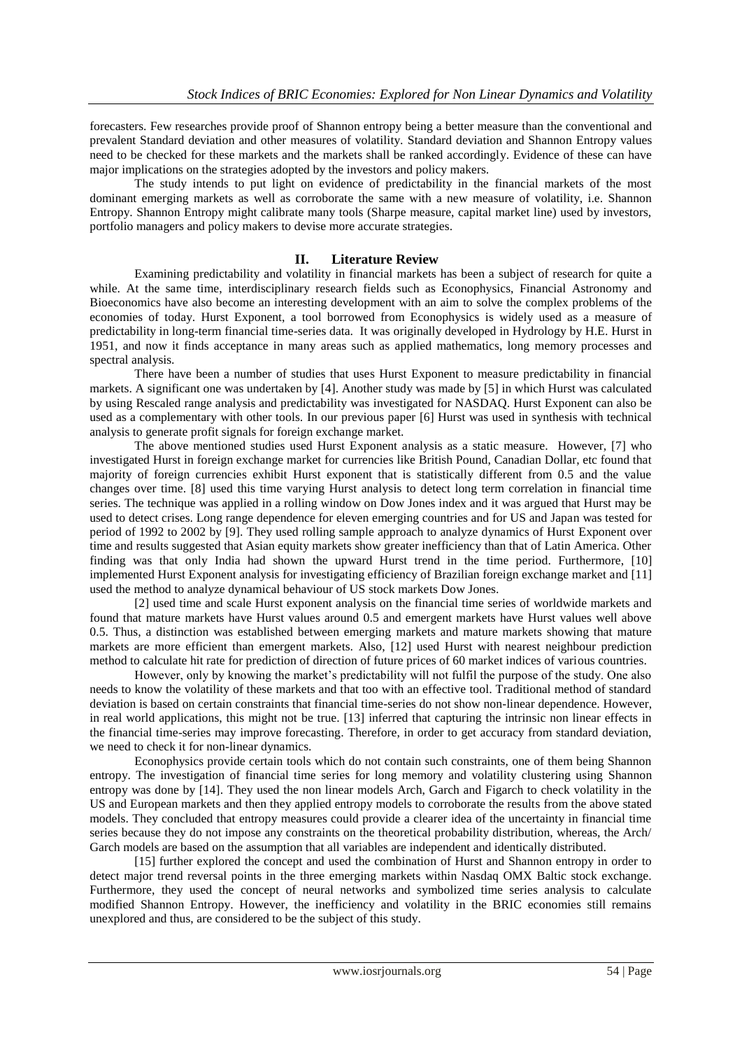forecasters. Few researches provide proof of Shannon entropy being a better measure than the conventional and prevalent Standard deviation and other measures of volatility. Standard deviation and Shannon Entropy values need to be checked for these markets and the markets shall be ranked accordingly. Evidence of these can have major implications on the strategies adopted by the investors and policy makers.

The study intends to put light on evidence of predictability in the financial markets of the most dominant emerging markets as well as corroborate the same with a new measure of volatility, i.e. Shannon Entropy. Shannon Entropy might calibrate many tools (Sharpe measure, capital market line) used by investors, portfolio managers and policy makers to devise more accurate strategies.

## II. Literature Review

Examining predictability and volatility in financial markets has been a subject of research for quite a while. At the same time, interdisciplinary research fields such as Econophysics, Financial Astronomy and Bioeconomics have also become an interesting development with an aim to solve the complex problems of the economies of today. Hurst Exponent, a tool borrowed from Econophysics is widely used as a measure of predictability in long-term financial time-series data. It was originally developed in Hydrology by H.E. Hurst in 1951, and now it finds acceptance in many areas such as applied mathematics, long memory processes and spectral analysis.

There have been a number of studies that uses Hurst Exponent to measure predictability in financial markets. A significant one was undertaken by [4]. Another study was made by [5] in which Hurst was calculated by using Rescaled range analysis and predictability was investigated for NASDAQ. Hurst Exponent can also be used as a complementary with other tools. In our previous paper [6] Hurst was used in synthesis with technical analysis to generate profit signals for foreign exchange market.

The above mentioned studies used Hurst Exponent analysis as a static measure. However, [7] who investigated Hurst in foreign exchange market for currencies like British Pound, Canadian Dollar, etc found that majority of foreign currencies exhibit Hurst exponent that is statistically different from 0.5 and the value changes over time. [8] used this time varying Hurst analysis to detect long term correlation in financial time series. The technique was applied in a rolling window on Dow Jones index and it was argued that Hurst may be used to detect crises. Long range dependence for eleven emerging countries and for US and Japan was tested for period of 1992 to 2002 by [9]. They used rolling sample approach to analyze dynamics of Hurst Exponent over time and results suggested that Asian equity markets show greater inefficiency than that of Latin America. Other finding was that only India had shown the upward Hurst trend in the time period. Furthermore, [10] implemented Hurst Exponent analysis for investigating efficiency of Brazilian foreign exchange market and [11] used the method to analyze dynamical behaviour of US stock markets Dow Jones.

[2] used time and scale Hurst exponent analysis on the financial time series of worldwide markets and found that mature markets have Hurst values around 0.5 and emergent markets have Hurst values well above 0.5. Thus, a distinction was established between emerging markets and mature markets showing that mature markets are more efficient than emergent markets. Also, [12] used Hurst with nearest neighbour prediction method to calculate hit rate for prediction of direction of future prices of 60 market indices of various countries.

However, only by knowing the market's predictability will not fulfil the purpose of the study. One also needs to know the volatility of these markets and that too with an effective tool. Traditional method of standard deviation is based on certain constraints that financial time-series do not show non-linear dependence. However, in real world applications, this might not be true. [13] inferred that capturing the intrinsic non linear effects in the financial time-series may improve forecasting. Therefore, in order to get accuracy from standard deviation, we need to check it for non-linear dynamics.

Econophysics provide certain tools which do not contain such constraints, one of them being Shannon entropy. The investigation of financial time series for long memory and volatility clustering using Shannon entropy was done by [14]. They used the non linear models Arch, Garch and Figarch to check volatility in the US and European markets and then they applied entropy models to corroborate the results from the above stated models. They concluded that entropy measures could provide a clearer idea of the uncertainty in financial time series because they do not impose any constraints on the theoretical probability distribution, whereas, the Arch/Garch models are based on the assumption that all variables are independent and identically distributed.

[15] further explored the concept and used the combination of Hurst and Shannon entropy in order to detect major trend reversal points in the three emerging markets within Nasdaq OMX Baltic stock exchange. Furthermore, they used the concept of neural networks and symbolized time series analysis to calculate modified Shannon Entropy. However, the inefficiency and volatility in the BRIC economies still remains unexplored and thus, are considered to be the subject of this study.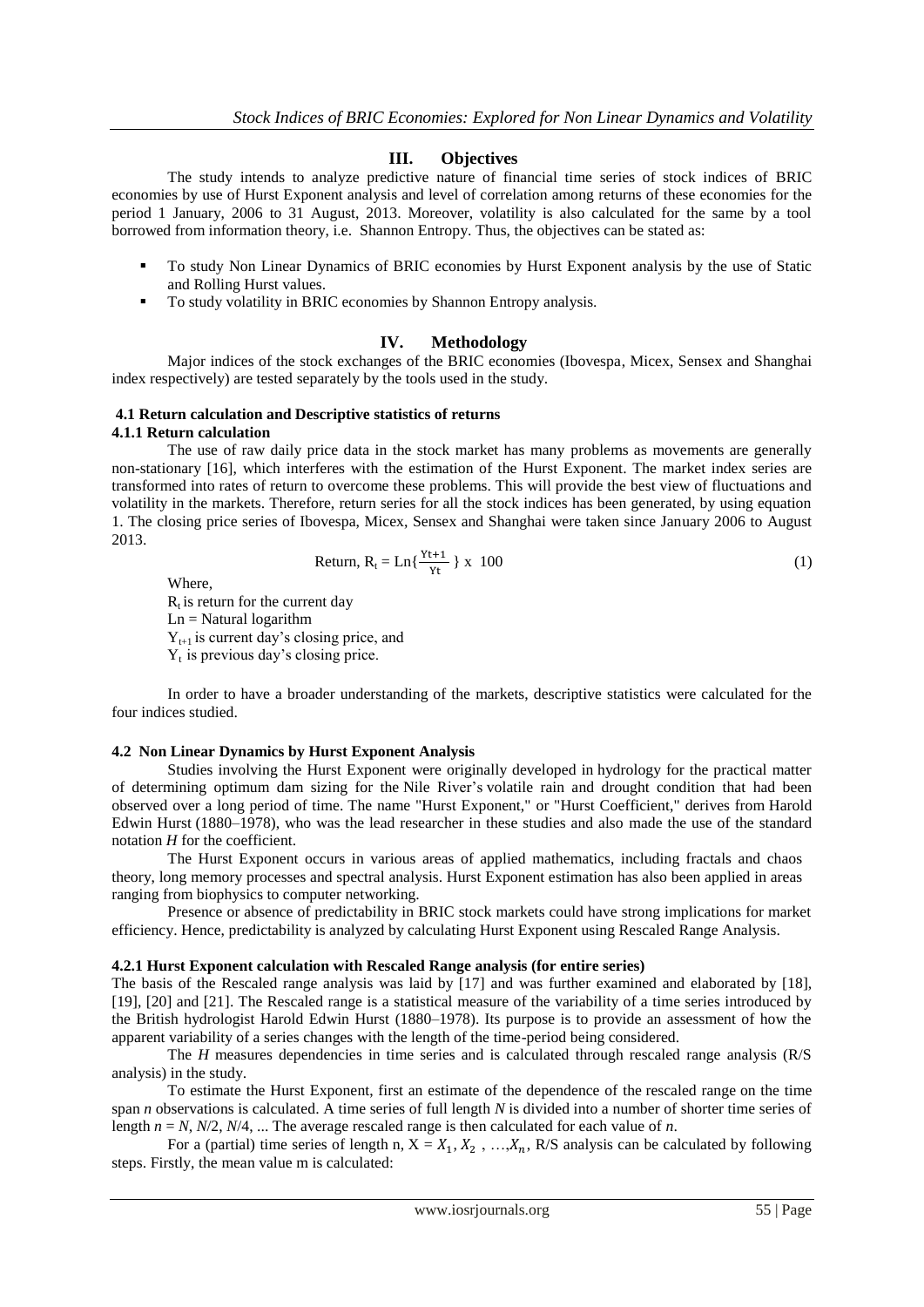## III. Objectives

The study intends to analyze predictive nature of financial time series of stock indices of BRIC economies by use of Hurst Exponent analysis and level of correlation among returns of these economies for the period 1 January, 2006 to 31 August, 2013. Moreover, volatility is also calculated for the same by a tool borrowed from information theory, i.e. Shannon Entropy. Thus, the objectives can be stated as:

- To study Non Linear Dynamics of BRIC economies by Hurst Exponent analysis by the use of Static and Rolling Hurst values.
- To study volatility in BRIC economies by Shannon Entropy analysis.

## IV. Methodology

Major indices of the stock exchanges of the BRIC economies (Ibovespa, Micex, Sensex and Shanghai index respectively) are tested separately by the tools used in the study.

### 4.1 Return calculation and Descriptive statistics of returns

#### 4.1.1 Return calculation

The use of raw daily price data in the stock market has many problems as movements are generally non-stationary [16], which interferes with the estimation of the Hurst Exponent. The market index series are transformed into rates of return to overcome these problems. This will provide the best view of fluctuations and volatility in the markets. Therefore, return series for all the stock indices has been generated, by using equation 1. The closing price series of Ibovespa, Micex, Sensex and Shanghai were taken since January 2006 to August 2013.

$$\text{Return, } R_t = \text{Ln}\left\{\frac{Y_{t+1}}{Y_t}\right\} \times 100 \tag{1}$$

Where,

$R_t$ is return for the current day

Ln = Natural logarithm

$Y_{t+1}$ is current day's closing price, and

$Y_t$ is previous day's closing price.

In order to have a broader understanding of the markets, descriptive statistics were calculated for the four indices studied.

### 4.2 Non Linear Dynamics by Hurst Exponent Analysis

Studies involving the Hurst Exponent were originally developed in hydrology for the practical matter of determining optimum dam sizing for the Nile River's volatile rain and drought condition that had been observed over a long period of time. The name "Hurst Exponent," or "Hurst Coefficient," derives from Harold Edwin Hurst (1880–1978), who was the lead researcher in these studies and also made the use of the standard notation *H* for the coefficient.

The Hurst Exponent occurs in various areas of applied mathematics, including fractals and chaos theory, long memory processes and spectral analysis. Hurst Exponent estimation has also been applied in areas ranging from biophysics to computer networking.

Presence or absence of predictability in BRIC stock markets could have strong implications for market efficiency. Hence, predictability is analyzed by calculating Hurst Exponent using Rescaled Range Analysis.

#### 4.2.1 Hurst Exponent calculation with Rescaled Range analysis (for entire series)

The basis of the Rescaled range analysis was laid by [17] and was further examined and elaborated by [18], [19], [20] and [21]. The Rescaled range is a statistical measure of the variability of a time series introduced by the British hydrologist Harold Edwin Hurst (1880–1978). Its purpose is to provide an assessment of how the apparent variability of a series changes with the length of the time-period being considered.

The *H* measures dependencies in time series and is calculated through rescaled range analysis (R/S analysis) in the study.

To estimate the Hurst Exponent, first an estimate of the dependence of the rescaled range on the time span *n* observations is calculated. A time series of full length *N* is divided into a number of shorter time series of length $n = N, N/2, N/4, \ldots$ The average rescaled range is then calculated for each value of *n*.

For a (partial) time series of length n, $X = X_1, X_2, \ldots, X_n$, R/S analysis can be calculated by following steps. Firstly, the mean value m is calculated: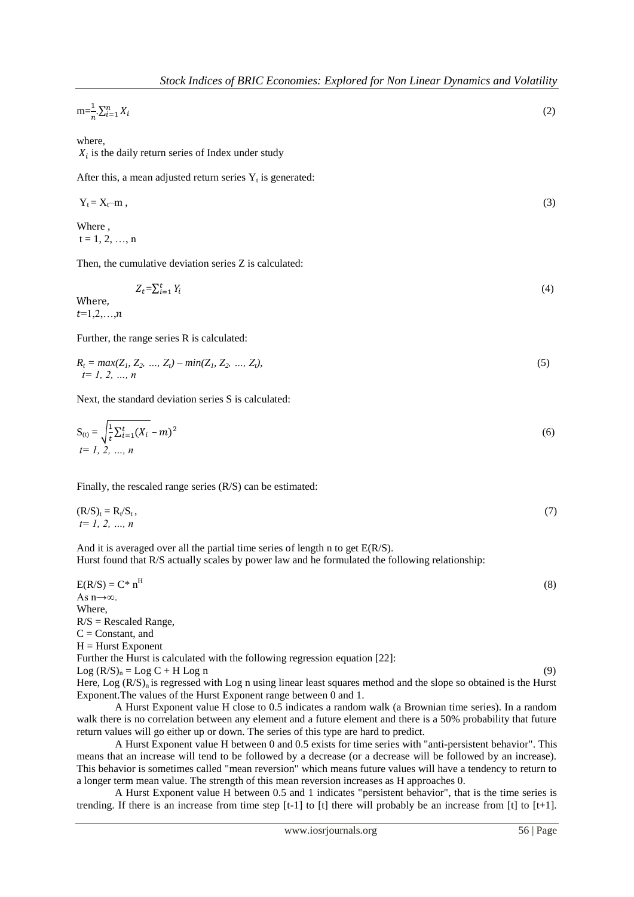$$m=\frac{1}{n}.\sum_{i=1}^{n} X_i \tag{2}$$

where,
$X_i$ is the daily return series of Index under study

After this, a mean adjusted return series $Y_t$ is generated:

$$Y_t = X_t - m\ , \tag{3}$$

Where ,
$t = 1, 2, \ldots, n$

Then, the cumulative deviation series Z is calculated:

$$Z_t=\sum_{i=1}^{t} Y_i \tag{4}$$

Where,
$t=1,2,\ldots,n$

Further, the range series R is calculated:

$$R_t = max(Z_1, Z_2, \ldots, Z_t) - min(Z_1, Z_2, \ldots, Z_t), \tag{5}$$

$t= 1, 2, \ldots, n$

Next, the standard deviation series S is calculated:

$$S_{(t)} = \sqrt{\frac{1}{t}\sum_{i=1}^{t}(X_i} - m)^2 \tag{6}$$

$t= 1, 2, \ldots, n$

Finally, the rescaled range series (R/S) can be estimated:

$$(R/S)_t = R_t/S_t\ , \tag{7}$$

$t= 1, 2, \ldots, n$

And it is averaged over all the partial time series of length n to get E(R/S).
Hurst found that R/S actually scales by power law and he formulated the following relationship:

$$E(R/S) = C^* n^H \tag{8}$$

As $n\rightarrow\infty$.
Where,
R/S = Rescaled Range,
C = Constant, and
H = Hurst Exponent
Further the Hurst is calculated with the following regression equation [22]:

$$\text{Log}\ (R/S)_n = \text{Log}\ C + H\ \text{Log}\ n \tag{9}$$

Here, Log $(R/S)_n$ is regressed with Log n using linear least squares method and the slope so obtained is the Hurst Exponent.The values of the Hurst Exponent range between 0 and 1.

A Hurst Exponent value H close to 0.5 indicates a random walk (a Brownian time series). In a random walk there is no correlation between any element and a future element and there is a 50% probability that future return values will go either up or down. The series of this type are hard to predict.

A Hurst Exponent value H between 0 and 0.5 exists for time series with "anti-persistent behavior". This means that an increase will tend to be followed by a decrease (or a decrease will be followed by an increase). This behavior is sometimes called "mean reversion" which means future values will have a tendency to return to a longer term mean value. The strength of this mean reversion increases as H approaches 0.

A Hurst Exponent value H between 0.5 and 1 indicates "persistent behavior", that is the time series is trending. If there is an increase from time step [t-1] to [t] there will probably be an increase from [t] to [t+1].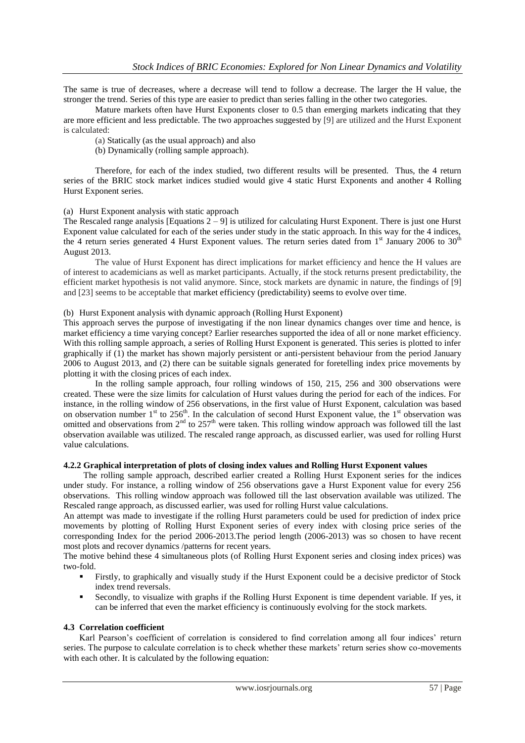The same is true of decreases, where a decrease will tend to follow a decrease. The larger the H value, the stronger the trend. Series of this type are easier to predict than series falling in the other two categories.

Mature markets often have Hurst Exponents closer to 0.5 than emerging markets indicating that they are more efficient and less predictable. The two approaches suggested by [9] are utilized and the Hurst Exponent is calculated:

(a) Statically (as the usual approach) and also

(b) Dynamically (rolling sample approach).

Therefore, for each of the index studied, two different results will be presented. Thus, the 4 return series of the BRIC stock market indices studied would give 4 static Hurst Exponents and another 4 Rolling Hurst Exponent series.

(a) Hurst Exponent analysis with static approach

The Rescaled range analysis [Equations 2 – 9] is utilized for calculating Hurst Exponent. There is just one Hurst Exponent value calculated for each of the series under study in the static approach. In this way for the 4 indices, the 4 return series generated 4 Hurst Exponent values. The return series dated from 1st January 2006 to 30th August 2013.

The value of Hurst Exponent has direct implications for market efficiency and hence the H values are of interest to academicians as well as market participants. Actually, if the stock returns present predictability, the efficient market hypothesis is not valid anymore. Since, stock markets are dynamic in nature, the findings of [9] and [23] seems to be acceptable that market efficiency (predictability) seems to evolve over time.

(b) Hurst Exponent analysis with dynamic approach (Rolling Hurst Exponent)

This approach serves the purpose of investigating if the non linear dynamics changes over time and hence, is market efficiency a time varying concept? Earlier researches supported the idea of all or none market efficiency. With this rolling sample approach, a series of Rolling Hurst Exponent is generated. This series is plotted to infer graphically if (1) the market has shown majorly persistent or anti-persistent behaviour from the period January 2006 to August 2013, and (2) there can be suitable signals generated for foretelling index price movements by plotting it with the closing prices of each index.

In the rolling sample approach, four rolling windows of 150, 215, 256 and 300 observations were created. These were the size limits for calculation of Hurst values during the period for each of the indices. For instance, in the rolling window of 256 observations, in the first value of Hurst Exponent, calculation was based on observation number 1st to 256th. In the calculation of second Hurst Exponent value, the 1st observation was omitted and observations from 2nd to 257th were taken. This rolling window approach was followed till the last observation available was utilized. The rescaled range approach, as discussed earlier, was used for rolling Hurst value calculations.

### 4.2.2 Graphical interpretation of plots of closing index values and Rolling Hurst Exponent values

The rolling sample approach, described earlier created a Rolling Hurst Exponent series for the indices under study. For instance, a rolling window of 256 observations gave a Hurst Exponent value for every 256 observations. This rolling window approach was followed till the last observation available was utilized. The Rescaled range approach, as discussed earlier, was used for rolling Hurst value calculations.

An attempt was made to investigate if the rolling Hurst parameters could be used for prediction of index price movements by plotting of Rolling Hurst Exponent series of every index with closing price series of the corresponding Index for the period 2006-2013.The period length (2006-2013) was so chosen to have recent most plots and recover dynamics /patterns for recent years.

The motive behind these 4 simultaneous plots (of Rolling Hurst Exponent series and closing index prices) was two-fold.

- Firstly, to graphically and visually study if the Hurst Exponent could be a decisive predictor of Stock index trend reversals.
- Secondly, to visualize with graphs if the Rolling Hurst Exponent is time dependent variable. If yes, it can be inferred that even the market efficiency is continuously evolving for the stock markets.

### 4.3 Correlation coefficient

Karl Pearson's coefficient of correlation is considered to find correlation among all four indices' return series. The purpose to calculate correlation is to check whether these markets' return series show co-movements with each other. It is calculated by the following equation: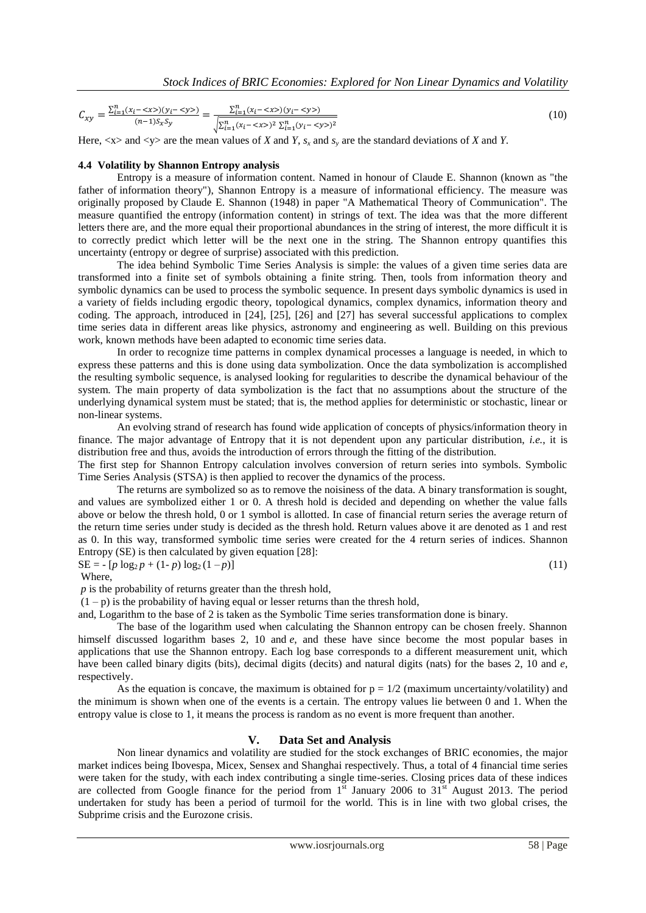$$C_{xy} = \frac{\sum_{i=1}^{n}(x_i - \langle x \rangle)(y_i - \langle y \rangle)}{(n-1)S_x S_y} = \frac{\sum_{i=1}^{n}(x_i - \langle x \rangle)(y_i - \langle y \rangle)}{\sqrt{\sum_{i=1}^{n}(x_i - \langle x \rangle)^2 \sum_{i=1}^{n}(y_i - \langle y \rangle)^2}} \tag{10}$$

Here, $\langle x \rangle$ and $\langle y \rangle$ are the mean values of $X$ and $Y$, $s_x$ and $s_y$ are the standard deviations of $X$ and $Y$.

### 4.4 Volatility by Shannon Entropy analysis

Entropy is a measure of information content. Named in honour of Claude E. Shannon (known as "the father of information theory"), Shannon Entropy is a measure of informational efficiency. The measure was originally proposed by Claude E. Shannon (1948) in paper "A Mathematical Theory of Communication". The measure quantified the entropy (information content) in strings of text. The idea was that the more different letters there are, and the more equal their proportional abundances in the string of interest, the more difficult it is to correctly predict which letter will be the next one in the string. The Shannon entropy quantifies this uncertainty (entropy or degree of surprise) associated with this prediction.

The idea behind Symbolic Time Series Analysis is simple: the values of a given time series data are transformed into a finite set of symbols obtaining a finite string. Then, tools from information theory and symbolic dynamics can be used to process the symbolic sequence. In present days symbolic dynamics is used in a variety of fields including ergodic theory, topological dynamics, complex dynamics, information theory and coding. The approach, introduced in [24], [25], [26] and [27] has several successful applications to complex time series data in different areas like physics, astronomy and engineering as well. Building on this previous work, known methods have been adapted to economic time series data.

In order to recognize time patterns in complex dynamical processes a language is needed, in which to express these patterns and this is done using data symbolization. Once the data symbolization is accomplished the resulting symbolic sequence, is analysed looking for regularities to describe the dynamical behaviour of the system. The main property of data symbolization is the fact that no assumptions about the structure of the underlying dynamical system must be stated; that is, the method applies for deterministic or stochastic, linear or non-linear systems.

An evolving strand of research has found wide application of concepts of physics/information theory in finance. The major advantage of Entropy that it is not dependent upon any particular distribution, *i.e.*, it is distribution free and thus, avoids the introduction of errors through the fitting of the distribution.

The first step for Shannon Entropy calculation involves conversion of return series into symbols. Symbolic Time Series Analysis (STSA) is then applied to recover the dynamics of the process.

The returns are symbolized so as to remove the noisiness of the data. A binary transformation is sought, and values are symbolized either 1 or 0. A thresh hold is decided and depending on whether the value falls above or below the thresh hold, 0 or 1 symbol is allotted. In case of financial return series the average return of the return time series under study is decided as the thresh hold. Return values above it are denoted as 1 and rest as 0. In this way, transformed symbolic time series were created for the 4 return series of indices. Shannon Entropy (SE) is then calculated by given equation [28]:

$$SE = - [p \log_2 p + (1- p) \log_2 (1 - p)] \tag{11}$$

Where,

$p$ is the probability of returns greater than the thresh hold,

$(1 - p)$ is the probability of having equal or lesser returns than the thresh hold,

and, Logarithm to the base of 2 is taken as the Symbolic Time series transformation done is binary.

The base of the logarithm used when calculating the Shannon entropy can be chosen freely. Shannon himself discussed logarithm bases 2, 10 and *e*, and these have since become the most popular bases in applications that use the Shannon entropy. Each log base corresponds to a different measurement unit, which have been called binary digits (bits), decimal digits (decits) and natural digits (nats) for the bases 2, 10 and *e*, respectively.

As the equation is concave, the maximum is obtained for $p = 1/2$ (maximum uncertainty/volatility) and the minimum is shown when one of the events is a certain. The entropy values lie between 0 and 1. When the entropy value is close to 1, it means the process is random as no event is more frequent than another.

## V. Data Set and Analysis

Non linear dynamics and volatility are studied for the stock exchanges of BRIC economies, the major market indices being Ibovespa, Micex, Sensex and Shanghai respectively. Thus, a total of 4 financial time series were taken for the study, with each index contributing a single time-series. Closing prices data of these indices are collected from Google finance for the period from 1st January 2006 to 31st August 2013. The period undertaken for study has been a period of turmoil for the world. This is in line with two global crises, the Subprime crisis and the Eurozone crisis.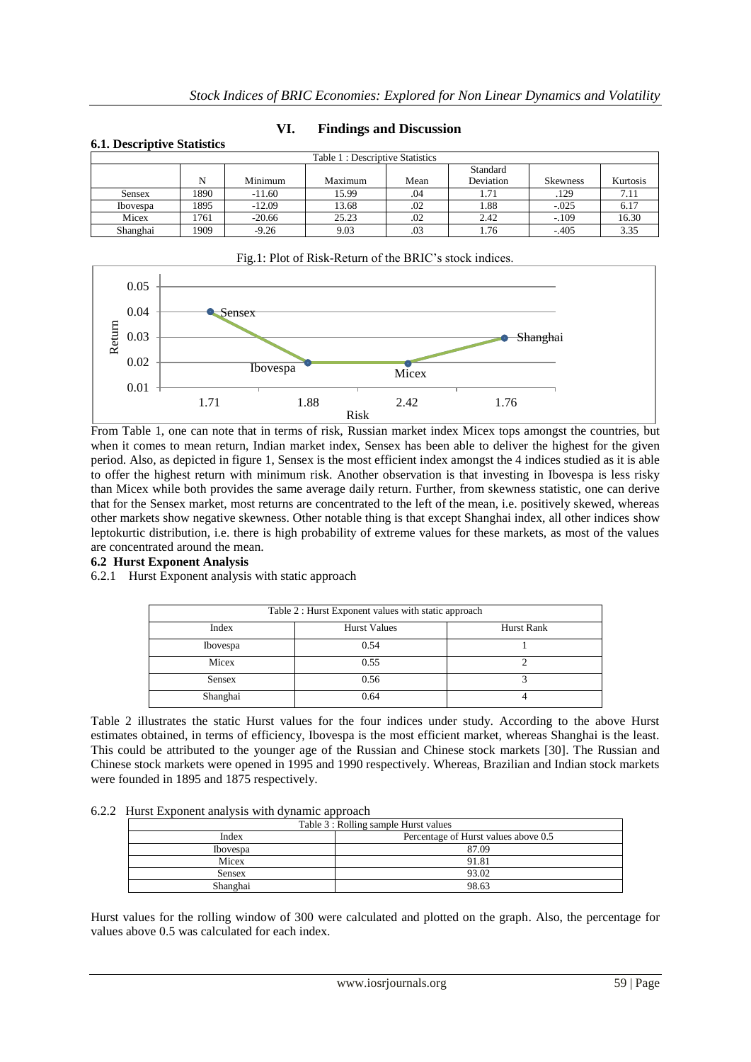## VI. Findings and Discussion

### 6.1. Descriptive Statistics

Table 1 : Descriptive Statistics

| | N | Minimum | Maximum | Mean | Standard Deviation | Skewness | Kurtosis |
|---|---|---|---|---|---|---|---|
| Sensex | 1890 | -11.60 | 15.99 | .04 | 1.71 | .129 | 7.11 |
| Ibovespa | 1895 | -12.09 | 13.68 | .02 | 1.88 | -.025 | 6.17 |
| Micex | 1761 | -20.66 | 25.23 | .02 | 2.42 | -.109 | 16.30 |
| Shanghai | 1909 | -9.26 | 9.03 | .03 | 1.76 | -.405 | 3.35 |

Fig.1: Plot of Risk-Return of the BRIC's stock indices.

From Table 1, one can note that in terms of risk, Russian market index Micex tops amongst the countries, but when it comes to mean return, Indian market index, Sensex has been able to deliver the highest for the given period. Also, as depicted in figure 1, Sensex is the most efficient index amongst the 4 indices studied as it is able to offer the highest return with minimum risk. Another observation is that investing in Ibovespa is less risky than Micex while both provides the same average daily return. Further, from skewness statistic, one can derive that for the Sensex market, most returns are concentrated to the left of the mean, i.e. positively skewed, whereas other markets show negative skewness. Other notable thing is that except Shanghai index, all other indices show leptokurtic distribution, i.e. there is high probability of extreme values for these markets, as most of the values are concentrated around the mean.

### 6.2 Hurst Exponent Analysis

6.2.1 Hurst Exponent analysis with static approach

Table 2 : Hurst Exponent values with static approach

| Index | Hurst Values | Hurst Rank |
|---|---|---|
| Ibovespa | 0.54 | 1 |
| Micex | 0.55 | 2 |
| Sensex | 0.56 | 3 |
| Shanghai | 0.64 | 4 |

Table 2 illustrates the static Hurst values for the four indices under study. According to the above Hurst estimates obtained, in terms of efficiency, Ibovespa is the most efficient market, whereas Shanghai is the least. This could be attributed to the younger age of the Russian and Chinese stock markets [30]. The Russian and Chinese stock markets were opened in 1995 and 1990 respectively. Whereas, Brazilian and Indian stock markets were founded in 1895 and 1875 respectively.

6.2.2 Hurst Exponent analysis with dynamic approach

Table 3 : Rolling sample Hurst values

| Index | Percentage of Hurst values above 0.5 |
|---|---|
| Ibovespa | 87.09 |
| Micex | 91.81 |
| Sensex | 93.02 |
| Shanghai | 98.63 |

Hurst values for the rolling window of 300 were calculated and plotted on the graph. Also, the percentage for values above 0.5 was calculated for each index.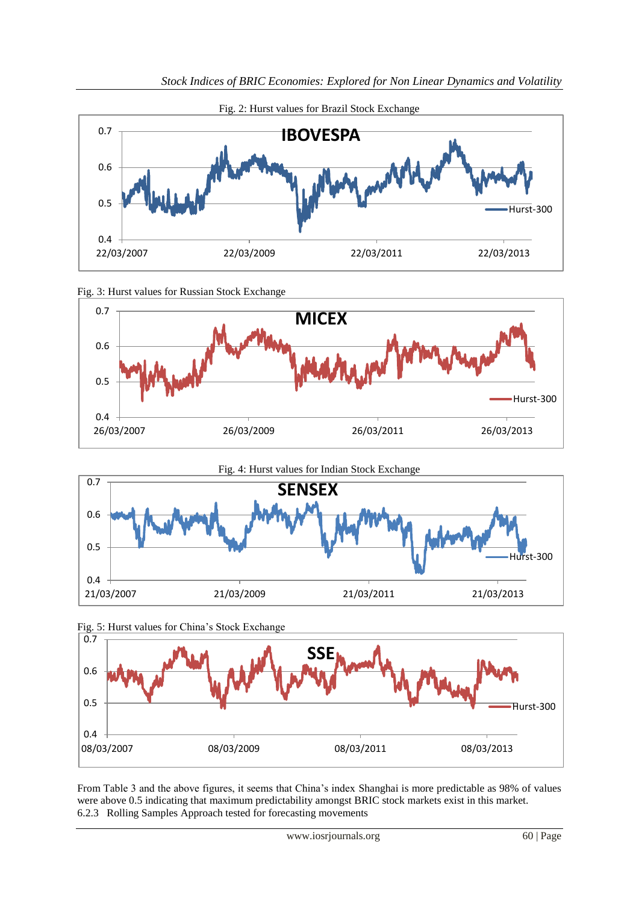Fig. 2: Hurst values for Brazil Stock Exchange

Fig. 3: Hurst values for Russian Stock Exchange

Fig. 4: Hurst values for Indian Stock Exchange

Fig. 5: Hurst values for China's Stock Exchange

From Table 3 and the above figures, it seems that China's index Shanghai is more predictable as 98% of values were above 0.5 indicating that maximum predictability amongst BRIC stock markets exist in this market.

### 6.2.3 Rolling Samples Approach tested for forecasting movements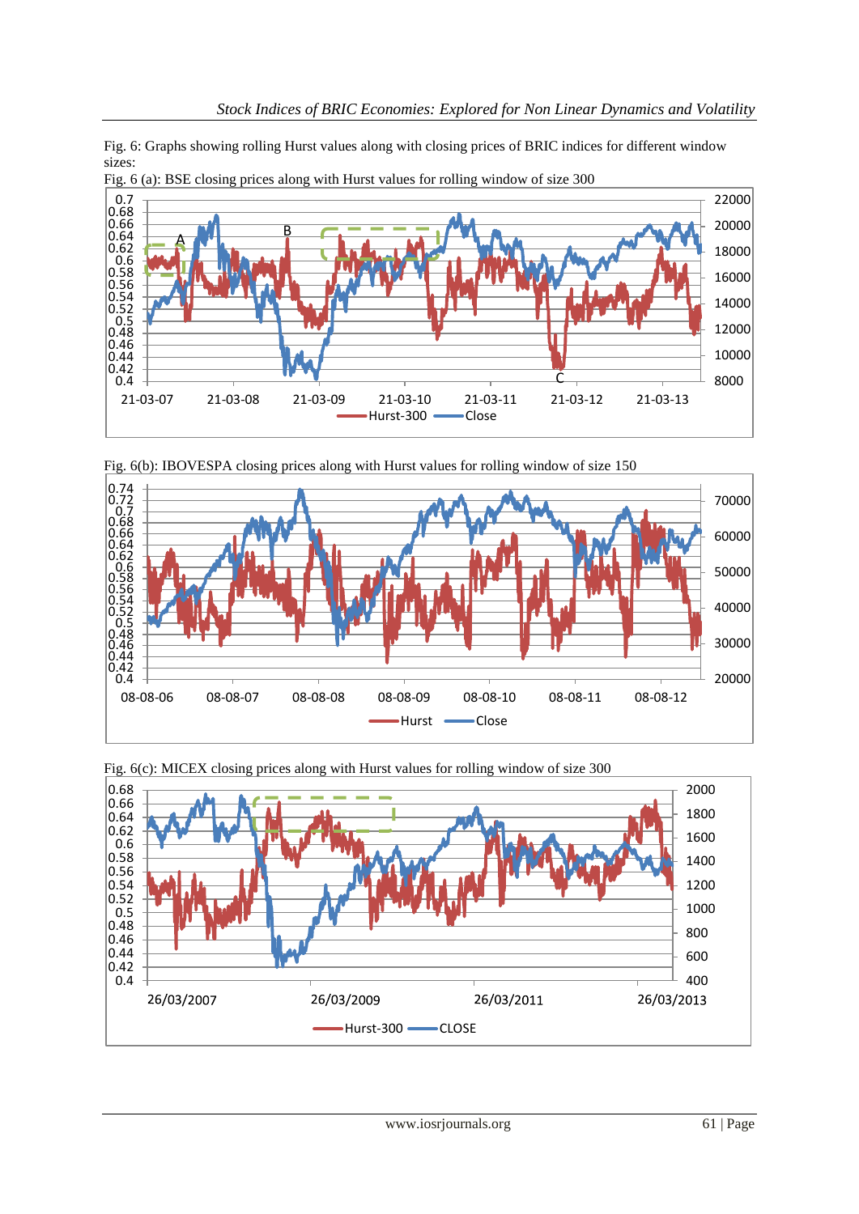Fig. 6: Graphs showing rolling Hurst values along with closing prices of BRIC indices for different window sizes:

Fig. 6 (a): BSE closing prices along with Hurst values for rolling window of size 300

Fig. 6(b): IBOVESPA closing prices along with Hurst values for rolling window of size 150

Fig. 6(c): MICEX closing prices along with Hurst values for rolling window of size 300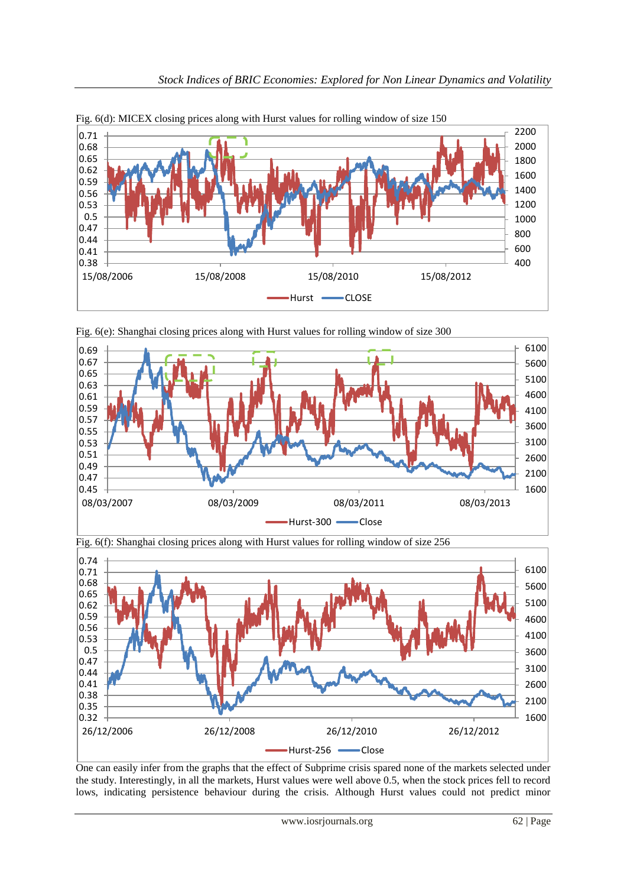Fig. 6(d): MICEX closing prices along with Hurst values for rolling window of size 150

Fig. 6(e): Shanghai closing prices along with Hurst values for rolling window of size 300

Fig. 6(f): Shanghai closing prices along with Hurst values for rolling window of size 256

One can easily infer from the graphs that the effect of Subprime crisis spared none of the markets selected under the study. Interestingly, in all the markets, Hurst values were well above 0.5, when the stock prices fell to record lows, indicating persistence behaviour during the crisis. Although Hurst values could not predict minor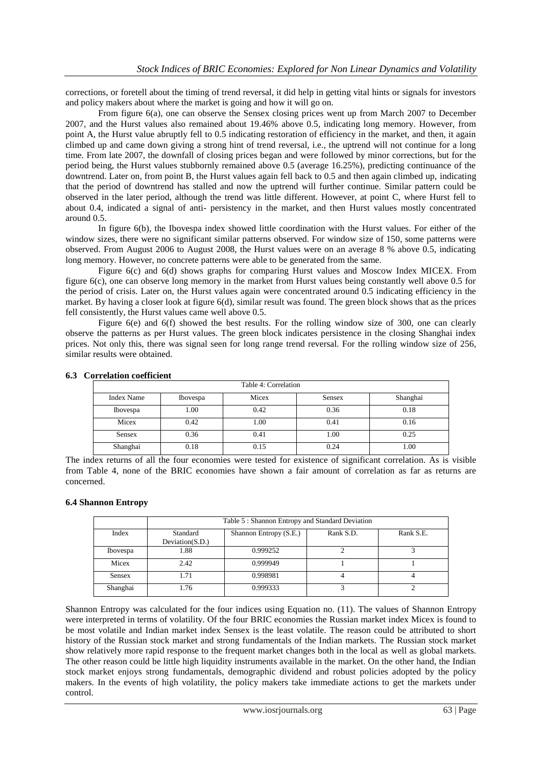corrections, or foretell about the timing of trend reversal, it did help in getting vital hints or signals for investors and policy makers about where the market is going and how it will go on.

From figure 6(a), one can observe the Sensex closing prices went up from March 2007 to December 2007, and the Hurst values also remained about 19.46% above 0.5, indicating long memory. However, from point A, the Hurst value abruptly fell to 0.5 indicating restoration of efficiency in the market, and then, it again climbed up and came down giving a strong hint of trend reversal, i.e., the uptrend will not continue for a long time. From late 2007, the downfall of closing prices began and were followed by minor corrections, but for the period being, the Hurst values stubbornly remained above 0.5 (average 16.25%), predicting continuance of the downtrend. Later on, from point B, the Hurst values again fell back to 0.5 and then again climbed up, indicating that the period of downtrend has stalled and now the uptrend will further continue. Similar pattern could be observed in the later period, although the trend was little different. However, at point C, where Hurst fell to about 0.4, indicated a signal of anti- persistency in the market, and then Hurst values mostly concentrated around 0.5.

In figure 6(b), the Ibovespa index showed little coordination with the Hurst values. For either of the window sizes, there were no significant similar patterns observed. For window size of 150, some patterns were observed. From August 2006 to August 2008, the Hurst values were on an average 8 % above 0.5, indicating long memory. However, no concrete patterns were able to be generated from the same.

Figure 6(c) and 6(d) shows graphs for comparing Hurst values and Moscow Index MICEX. From figure 6(c), one can observe long memory in the market from Hurst values being constantly well above 0.5 for the period of crisis. Later on, the Hurst values again were concentrated around 0.5 indicating efficiency in the market. By having a closer look at figure 6(d), similar result was found. The green block shows that as the prices fell consistently, the Hurst values came well above 0.5.

Figure 6(e) and 6(f) showed the best results. For the rolling window size of 300, one can clearly observe the patterns as per Hurst values. The green block indicates persistence in the closing Shanghai index prices. Not only this, there was signal seen for long range trend reversal. For the rolling window size of 256, similar results were obtained.

### 6.3 Correlation coefficient

Table 4: Correlation

| Index Name | Ibovespa | Micex | Sensex | Shanghai |
|---|---|---|---|---|
| Ibovespa | 1.00 | 0.42 | 0.36 | 0.18 |
| Micex | 0.42 | 1.00 | 0.41 | 0.16 |
| Sensex | 0.36 | 0.41 | 1.00 | 0.25 |
| Shanghai | 0.18 | 0.15 | 0.24 | 1.00 |

The index returns of all the four economies were tested for existence of significant correlation. As is visible from Table 4, none of the BRIC economies have shown a fair amount of correlation as far as returns are concerned.

### 6.4 Shannon Entropy

Table 5 : Shannon Entropy and Standard Deviation

| Index | Standard Deviation(S.D.) | Shannon Entropy (S.E.) | Rank S.D. | Rank S.E. |
|---|---|---|---|---|
| Ibovespa | 1.88 | 0.999252 | 2 | 3 |
| Micex | 2.42 | 0.999949 | 1 | 1 |
| Sensex | 1.71 | 0.998981 | 4 | 4 |
| Shanghai | 1.76 | 0.999333 | 3 | 2 |

Shannon Entropy was calculated for the four indices using Equation no. (11). The values of Shannon Entropy were interpreted in terms of volatility. Of the four BRIC economies the Russian market index Micex is found to be most volatile and Indian market index Sensex is the least volatile. The reason could be attributed to short history of the Russian stock market and strong fundamentals of the Indian markets. The Russian stock market show relatively more rapid response to the frequent market changes both in the local as well as global markets. The other reason could be little high liquidity instruments available in the market. On the other hand, the Indian stock market enjoys strong fundamentals, demographic dividend and robust policies adopted by the policy makers. In the events of high volatility, the policy makers take immediate actions to get the markets under control.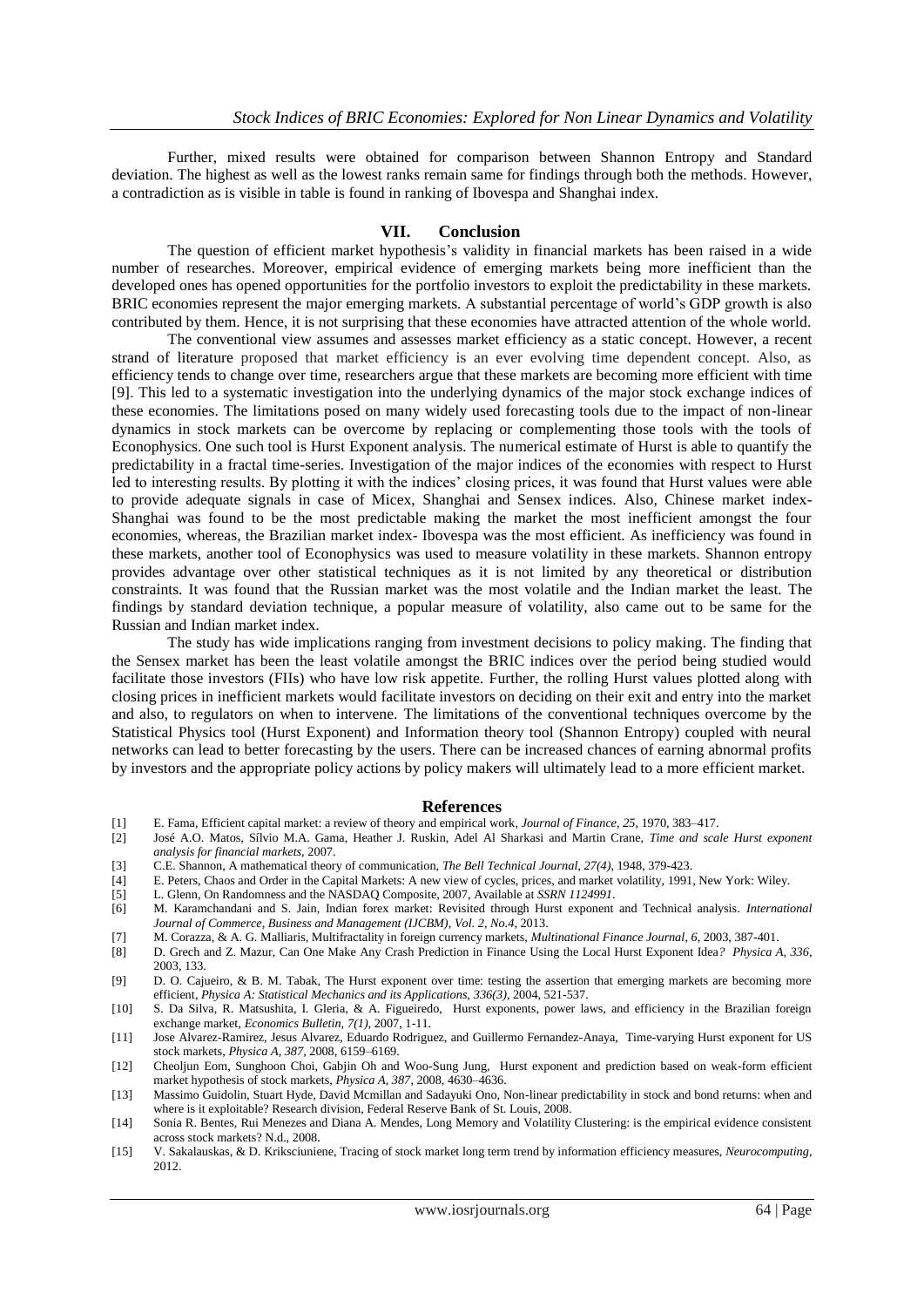Further, mixed results were obtained for comparison between Shannon Entropy and Standard deviation. The highest as well as the lowest ranks remain same for findings through both the methods. However, a contradiction as is visible in table is found in ranking of Ibovespa and Shanghai index.

## VII. Conclusion

The question of efficient market hypothesis's validity in financial markets has been raised in a wide number of researches. Moreover, empirical evidence of emerging markets being more inefficient than the developed ones has opened opportunities for the portfolio investors to exploit the predictability in these markets. BRIC economies represent the major emerging markets. A substantial percentage of world's GDP growth is also contributed by them. Hence, it is not surprising that these economies have attracted attention of the whole world.

The conventional view assumes and assesses market efficiency as a static concept. However, a recent strand of literature proposed that market efficiency is an ever evolving time dependent concept. Also, as efficiency tends to change over time, researchers argue that these markets are becoming more efficient with time [9]. This led to a systematic investigation into the underlying dynamics of the major stock exchange indices of these economies. The limitations posed on many widely used forecasting tools due to the impact of non-linear dynamics in stock markets can be overcome by replacing or complementing those tools with the tools of Econophysics. One such tool is Hurst Exponent analysis. The numerical estimate of Hurst is able to quantify the predictability in a fractal time-series. Investigation of the major indices of the economies with respect to Hurst led to interesting results. By plotting it with the indices' closing prices, it was found that Hurst values were able to provide adequate signals in case of Micex, Shanghai and Sensex indices. Also, Chinese market index- Shanghai was found to be the most predictable making the market the most inefficient amongst the four economies, whereas, the Brazilian market index- Ibovespa was the most efficient. As inefficiency was found in these markets, another tool of Econophysics was used to measure volatility in these markets. Shannon entropy provides advantage over other statistical techniques as it is not limited by any theoretical or distribution constraints. It was found that the Russian market was the most volatile and the Indian market the least. The findings by standard deviation technique, a popular measure of volatility, also came out to be same for the Russian and Indian market index.

The study has wide implications ranging from investment decisions to policy making. The finding that the Sensex market has been the least volatile amongst the BRIC indices over the period being studied would facilitate those investors (FIIs) who have low risk appetite. Further, the rolling Hurst values plotted along with closing prices in inefficient markets would facilitate investors on deciding on their exit and entry into the market and also, to regulators on when to intervene. The limitations of the conventional techniques overcome by the Statistical Physics tool (Hurst Exponent) and Information theory tool (Shannon Entropy) coupled with neural networks can lead to better forecasting by the users. There can be increased chances of earning abnormal profits by investors and the appropriate policy actions by policy makers will ultimately lead to a more efficient market.

## References

[1] E. Fama, Efficient capital market: a review of theory and empirical work, *Journal of Finance, 25*, 1970, 383–417.

[2] José A.O. Matos, Sílvio M.A. Gama, Heather J. Ruskin, Adel Al Sharkasi and Martin Crane, *Time and scale Hurst exponent analysis for financial markets*, 2007.

[3] C.E. Shannon, A mathematical theory of communication, *The Bell Technical Journal, 27(4)*, 1948, 379-423.

[4] E. Peters, Chaos and Order in the Capital Markets: A new view of cycles, prices, and market volatility, 1991, New York: Wiley.

[5] L. Glenn, On Randomness and the NASDAQ Composite, 2007, Available at *SSRN 1124991*.

[6] M. Karamchandani and S. Jain, Indian forex market: Revisited through Hurst exponent and Technical analysis. *International Journal of Commerce, Business and Management (IJCBM), Vol. 2, No.4*, 2013.

[7] M. Corazza, & A. G. Malliaris, Multifractality in foreign currency markets, *Multinational Finance Journal, 6*, 2003, 387-401.

[8] D. Grech and Z. Mazur, Can One Make Any Crash Prediction in Finance Using the Local Hurst Exponent Idea*? Physica A, 336*, 2003, 133.

[9] D. O. Cajueiro, & B. M. Tabak, The Hurst exponent over time: testing the assertion that emerging markets are becoming more efficient, *Physica A: Statistical Mechanics and its Applications, 336(3)*, 2004, 521-537.

[10] S. Da Silva, R. Matsushita, I. Gleria, & A. Figueiredo, Hurst exponents, power laws, and efficiency in the Brazilian foreign exchange market, *Economics Bulletin, 7(1)*, 2007, 1-11.

[11] Jose Alvarez-Ramirez, Jesus Alvarez, Eduardo Rodriguez, and Guillermo Fernandez-Anaya, Time-varying Hurst exponent for US stock markets, *Physica A, 387*, 2008, 6159–6169.

[12] Cheoljun Eom, Sunghoon Choi, Gabjin Oh and Woo-Sung Jung, Hurst exponent and prediction based on weak-form efficient market hypothesis of stock markets, *Physica A, 387*, 2008, 4630–4636.

[13] Massimo Guidolin, Stuart Hyde, David Mcmillan and Sadayuki Ono, Non-linear predictability in stock and bond returns: when and where is it exploitable? Research division, Federal Reserve Bank of St. Louis, 2008.

[14] Sonia R. Bentes, Rui Menezes and Diana A. Mendes, Long Memory and Volatility Clustering: is the empirical evidence consistent across stock markets? N.d., 2008.

[15] V. Sakalauskas, & D. Kriksciuniene, Tracing of stock market long term trend by information efficiency measures, *Neurocomputing*, 2012.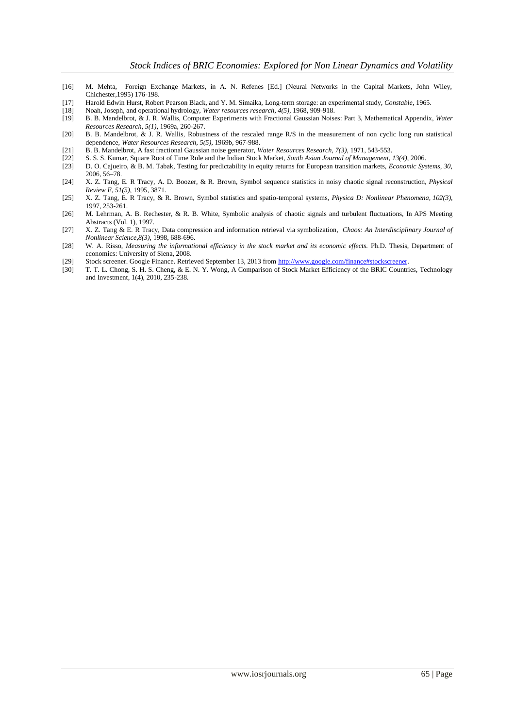[16] M. Mehta, Foreign Exchange Markets, in A. N. Refenes [Ed.] (Neural Networks in the Capital Markets, John Wiley, Chichester,1995) 176-198.

[17] Harold Edwin Hurst, Robert Pearson Black, and Y. M. Simaika, Long-term storage: an experimental study, *Constable*, 1965.

[18] Noah, Joseph, and operational hydrology, *Water resources research, 4(5)*, 1968, 909-918.

[19] B. B. Mandelbrot, & J. R. Wallis, Computer Experiments with Fractional Gaussian Noises: Part 3, Mathematical Appendix, *Water Resources Research, 5(1)*, 1969a, 260-267.

[20] B. B. Mandelbrot, & J. R. Wallis, Robustness of the rescaled range R/S in the measurement of non cyclic long run statistical dependence, *Water Resources Research, 5(5)*, 1969b, 967-988.

[21] B. B. Mandelbrot, A fast fractional Gaussian noise generator, *Water Resources Research, 7(3)*, 1971, 543-553.

[22] S. S. S. Kumar, Square Root of Time Rule and the Indian Stock Market, *South Asian Journal of Management, 13(4)*, 2006.

[23] D. O. Cajueiro, & B. M. Tabak, Testing for predictability in equity returns for European transition markets, *Economic Systems, 30*, 2006, 56–78.

[24] X. Z. Tang, E. R Tracy, A. D. Boozer, & R. Brown, Symbol sequence statistics in noisy chaotic signal reconstruction, *Physical Review E, 51(5)*, 1995, 3871.

[25] X. Z. Tang, E. R Tracy, & R. Brown, Symbol statistics and spatio-temporal systems, *Physica D: Nonlinear Phenomena, 102(3)*, 1997, 253-261.

[26] M. Lehrman, A. B. Rechester, & R. B. White, Symbolic analysis of chaotic signals and turbulent fluctuations, In APS Meeting Abstracts (Vol. 1), 1997.

[27] X. Z. Tang & E. R Tracy, Data compression and information retrieval via symbolization, *Chaos: An Interdisciplinary Journal of Nonlinear Science,8(3)*, 1998, 688-696.

[28] W. A. Risso, *Measuring the informational efficiency in the stock market and its economic effects.* Ph.D. Thesis, Department of economics: University of Siena, 2008.

[29] Stock screener. Google Finance. Retrieved September 13, 2013 from http://www.google.com/finance#stockscreener.

[30] T. T. L. Chong, S. H. S. Cheng, & E. N. Y. Wong, A Comparison of Stock Market Efficiency of the BRIC Countries, Technology and Investment, 1(4), 2010, 235-238.